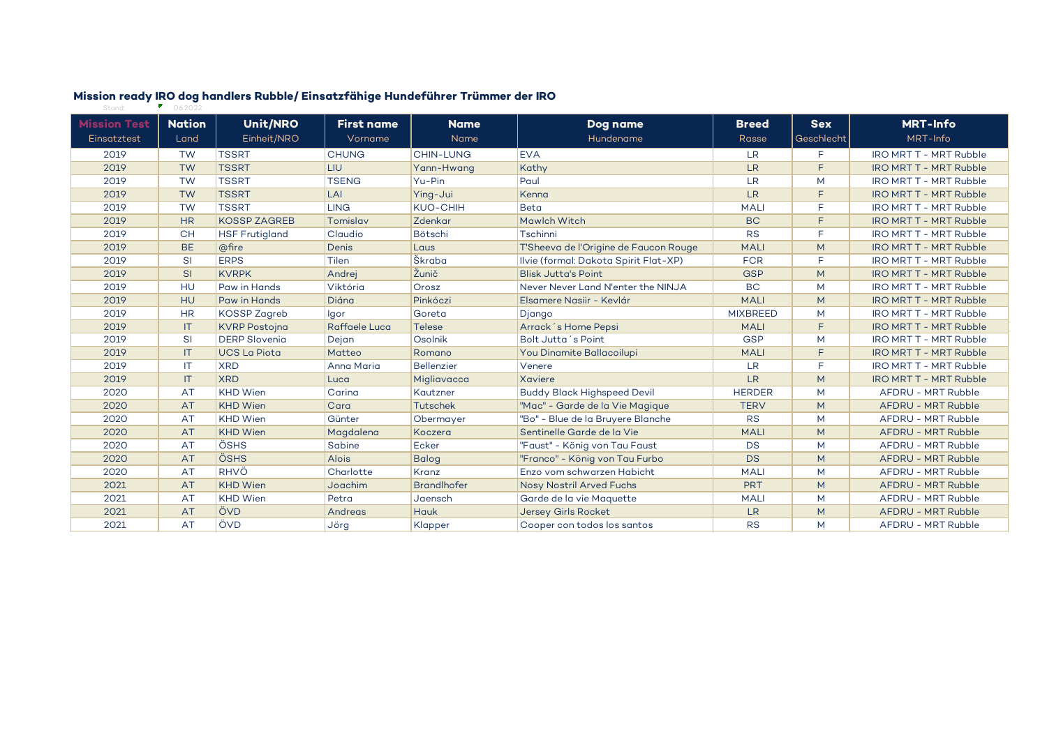## Mission ready IRO dog handlers Rubble/ Einsatzfähige Hundeführer Trümmer der IRO

Stand: 062022

| Mission Test<br>Einsatztest | Nation<br>Land | Unit/NRO<br>Einheit/NRO | First name<br>Vorname | Name<br>Name | Dog name<br>Hundename | Breed<br>Rasse | Sex<br>Geschlecht | MRT-Info<br>MRT-Info |
|---|---|---|---|---|---|---|---|---|
| 2019 | TW | TSSRT | CHUNG | CHIN-LUNG | EVA | LR | F | IRO MRT T - MRT Rubble |
| 2019 | TW | TSSRT | LIU | Yann-Hwang | Kathy | LR | F | IRO MRT T - MRT Rubble |
| 2019 | TW | TSSRT | TSENG | Yu-Pin | Paul | LR | M | IRO MRT T - MRT Rubble |
| 2019 | TW | TSSRT | LAI | Ying-Jui | Kenna | LR | F | IRO MRT T - MRT Rubble |
| 2019 | TW | TSSRT | LING | KUO-CHIH | Beta | MALI | F | IRO MRT T - MRT Rubble |
| 2019 | HR | KOSSP ZAGREB | Tomislav | Zdenkar | Mawlch Witch | BC | F | IRO MRT T - MRT Rubble |
| 2019 | CH | HSF Frutigland | Claudio | Bötschi | Tschinni | RS | F | IRO MRT T - MRT Rubble |
| 2019 | BE | @fire | Denis | Laus | T'Sheeva de l'Origine de Faucon Rouge | MALI | M | IRO MRT T - MRT Rubble |
| 2019 | SI | ERPS | Tilen | Škraba | Ilvie (formal: Dakota Spirit Flat-XP) | FCR | F | IRO MRT T - MRT Rubble |
| 2019 | SI | KVRPK | Andrej | Žunič | Blisk Jutta's Point | GSP | M | IRO MRT T - MRT Rubble |
| 2019 | HU | Paw in Hands | Viktória | Orosz | Never Never Land N'enter the NINJA | BC | M | IRO MRT T - MRT Rubble |
| 2019 | HU | Paw in Hands | Diána | Pinkóczi | Elsamere Nasiir - Kevlár | MALI | M | IRO MRT T - MRT Rubble |
| 2019 | HR | KOSSP Zagreb | Igor | Goreta | Django | MIXBREED | M | IRO MRT T - MRT Rubble |
| 2019 | IT | KVRP Postojna | Raffaele Luca | Telese | Arrack´s Home Pepsi | MALI | F | IRO MRT T - MRT Rubble |
| 2019 | SI | DERP Slovenia | Dejan | Osolnik | Bolt Jutta´s Point | GSP | M | IRO MRT T - MRT Rubble |
| 2019 | IT | UCS La Piota | Matteo | Romano | You Dinamite Ballacoilupi | MALI | F | IRO MRT T - MRT Rubble |
| 2019 | IT | XRD | Anna Maria | Bellenzier | Venere | LR | F | IRO MRT T - MRT Rubble |
| 2019 | IT | XRD | Luca | Migliavacca | Xaviere | LR | M | IRO MRT T - MRT Rubble |
| 2020 | AT | KHD Wien | Carina | Kautzner | Buddy Black Highspeed Devil | HERDER | M | AFDRU - MRT Rubble |
| 2020 | AT | KHD Wien | Cara | Tutschek | "Mac" - Garde de la Vie Magique | TERV | M | AFDRU - MRT Rubble |
| 2020 | AT | KHD Wien | Günter | Obermayer | "Bo" - Blue de la Bruyere Blanche | RS | M | AFDRU - MRT Rubble |
| 2020 | AT | KHD Wien | Magdalena | Koczera | Sentinelle Garde de la Vie | MALI | M | AFDRU - MRT Rubble |
| 2020 | AT | ÖSHS | Sabine | Ecker | "Faust" - König von Tau Faust | DS | M | AFDRU - MRT Rubble |
| 2020 | AT | ÖSHS | Alois | Balog | "Franco" - König von Tau Furbo | DS | M | AFDRU - MRT Rubble |
| 2020 | AT | RHVÖ | Charlotte | Kranz | Enzo vom schwarzen Habicht | MALI | M | AFDRU - MRT Rubble |
| 2021 | AT | KHD Wien | Joachim | Brandlhofer | Nosy Nostril Arved Fuchs | PRT | M | AFDRU - MRT Rubble |
| 2021 | AT | KHD Wien | Petra | Jaensch | Garde de la vie Maquette | MALI | M | AFDRU - MRT Rubble |
| 2021 | AT | ÖVD | Andreas | Hauk | Jersey Girls Rocket | LR | M | AFDRU - MRT Rubble |
| 2021 | AT | ÖVD | Jörg | Klapper | Cooper con todos los santos | RS | M | AFDRU - MRT Rubble |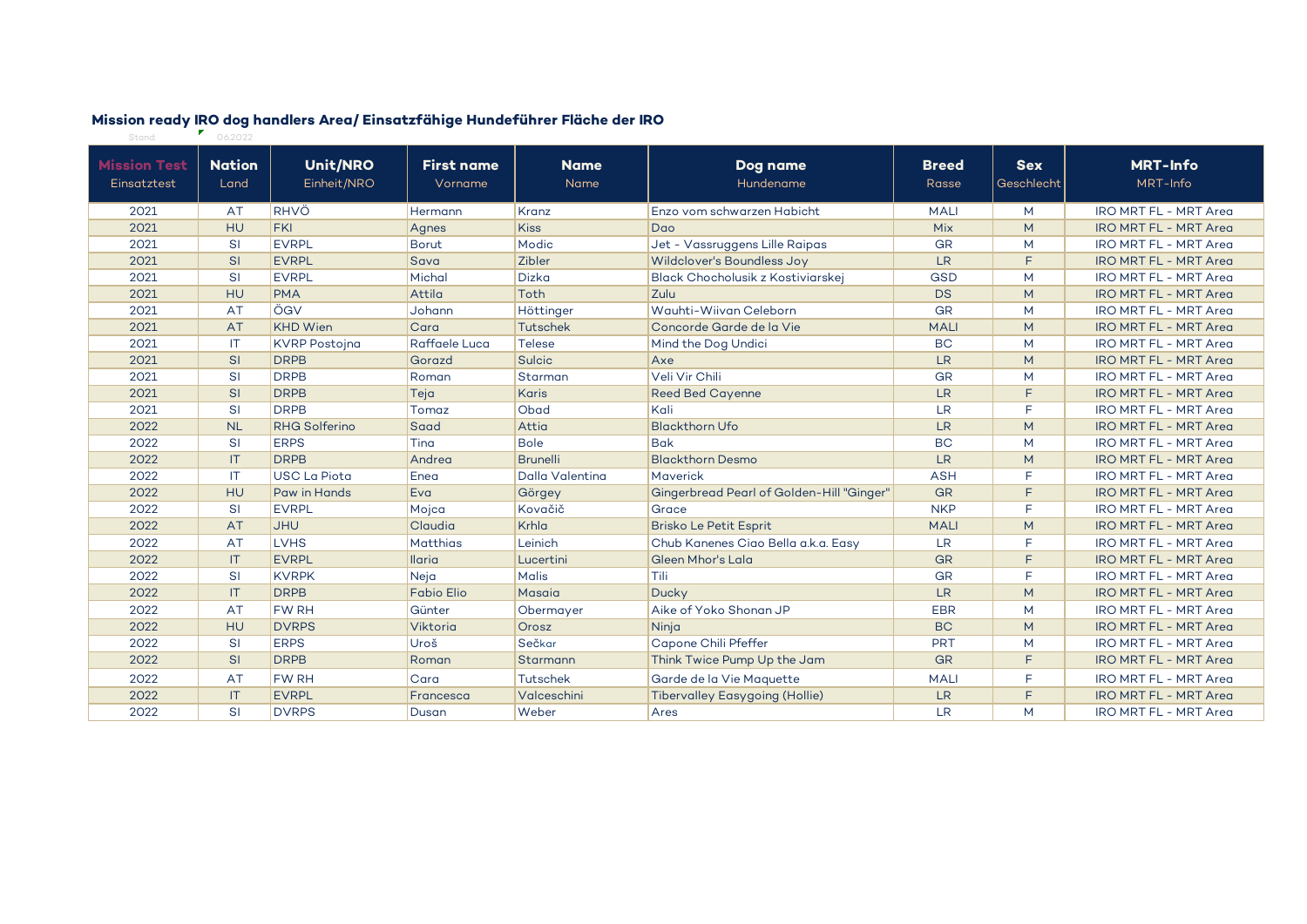## Mission ready IRO dog handlers Area/ Einsatzfähige Hundeführer Fläche der IRO

Stand 06.2022

| Mission Test Einsatztest | Nation Land | Unit/NRO Einheit/NRO | First name Vorname | Name Name | Dog name Hundename | Breed Rasse | Sex Geschlecht | MRT-Info MRT-Info |
|---|---|---|---|---|---|---|---|---|
| 2021 | AT | RHVÖ | Hermann | Kranz | Enzo vom schwarzen Habicht | MALI | M | IRO MRT FL - MRT Area |
| 2021 | HU | FKI | Agnes | Kiss | Dao | Mix | M | IRO MRT FL - MRT Area |
| 2021 | SI | EVRPL | Borut | Modic | Jet - Vassruggens Lille Raipas | GR | M | IRO MRT FL - MRT Area |
| 2021 | SI | EVRPL | Sava | Zibler | Wildclover's Boundless Joy | LR | F | IRO MRT FL - MRT Area |
| 2021 | SI | EVRPL | Michal | Dizka | Black Chocholusik z Kostiviarskej | GSD | M | IRO MRT FL - MRT Area |
| 2021 | HU | PMA | Attila | Toth | Zulu | DS | M | IRO MRT FL - MRT Area |
| 2021 | AT | ÖGV | Johann | Höttinger | Wauhti-Wiivan Celeborn | GR | M | IRO MRT FL - MRT Area |
| 2021 | AT | KHD Wien | Cara | Tutschek | Concorde Garde de la Vie | MALI | M | IRO MRT FL - MRT Area |
| 2021 | IT | KVRP Postojna | Raffaele Luca | Telese | Mind the Dog Undici | BC | M | IRO MRT FL - MRT Area |
| 2021 | SI | DRPB | Gorazd | Sulcic | Axe | LR | M | IRO MRT FL - MRT Area |
| 2021 | SI | DRPB | Roman | Starman | Veli Vir Chili | GR | M | IRO MRT FL - MRT Area |
| 2021 | SI | DRPB | Teja | Karis | Reed Bed Cayenne | LR | F | IRO MRT FL - MRT Area |
| 2021 | SI | DRPB | Tomaz | Obad | Kali | LR | F | IRO MRT FL - MRT Area |
| 2022 | NL | RHG Solferino | Saad | Attia | Blackthorn Ufo | LR | M | IRO MRT FL - MRT Area |
| 2022 | SI | ERPS | Tina | Bole | Bak | BC | M | IRO MRT FL - MRT Area |
| 2022 | IT | DRPB | Andrea | Brunelli | Blackthorn Desmo | LR | M | IRO MRT FL - MRT Area |
| 2022 | IT | USC La Piota | Enea | Dalla Valentina | Maverick | ASH | F | IRO MRT FL - MRT Area |
| 2022 | HU | Paw in Hands | Eva | Görgey | Gingerbread Pearl of Golden-Hill "Ginger" | GR | F | IRO MRT FL - MRT Area |
| 2022 | SI | EVRPL | Mojca | Kovačič | Grace | NKP | F | IRO MRT FL - MRT Area |
| 2022 | AT | JHU | Claudia | Krhla | Brisko Le Petit Esprit | MALI | M | IRO MRT FL - MRT Area |
| 2022 | AT | LVHS | Matthias | Leinich | Chub Kanenes Ciao Bella a.k.a. Easy | LR | F | IRO MRT FL - MRT Area |
| 2022 | IT | EVRPL | Ilaria | Lucertini | Gleen Mhor's Lala | GR | F | IRO MRT FL - MRT Area |
| 2022 | SI | KVRPK | Neja | Malis | Tili | GR | F | IRO MRT FL - MRT Area |
| 2022 | IT | DRPB | Fabio Elio | Masaia | Ducky | LR | M | IRO MRT FL - MRT Area |
| 2022 | AT | FW RH | Günter | Obermayer | Aike of Yoko Shonan JP | EBR | M | IRO MRT FL - MRT Area |
| 2022 | HU | DVRPS | Viktoria | Orosz | Ninja | BC | M | IRO MRT FL - MRT Area |
| 2022 | SI | ERPS | Uroš | Sečkar | Capone Chili Pfeffer | PRT | M | IRO MRT FL - MRT Area |
| 2022 | SI | DRPB | Roman | Starmann | Think Twice Pump Up the Jam | GR | F | IRO MRT FL - MRT Area |
| 2022 | AT | FW RH | Cara | Tutschek | Garde de la Vie Maquette | MALI | F | IRO MRT FL - MRT Area |
| 2022 | IT | EVRPL | Francesca | Valceschini | Tibervalley Easygoing (Hollie) | LR | F | IRO MRT FL - MRT Area |
| 2022 | SI | DVRPS | Dusan | Weber | Ares | LR | M | IRO MRT FL - MRT Area |